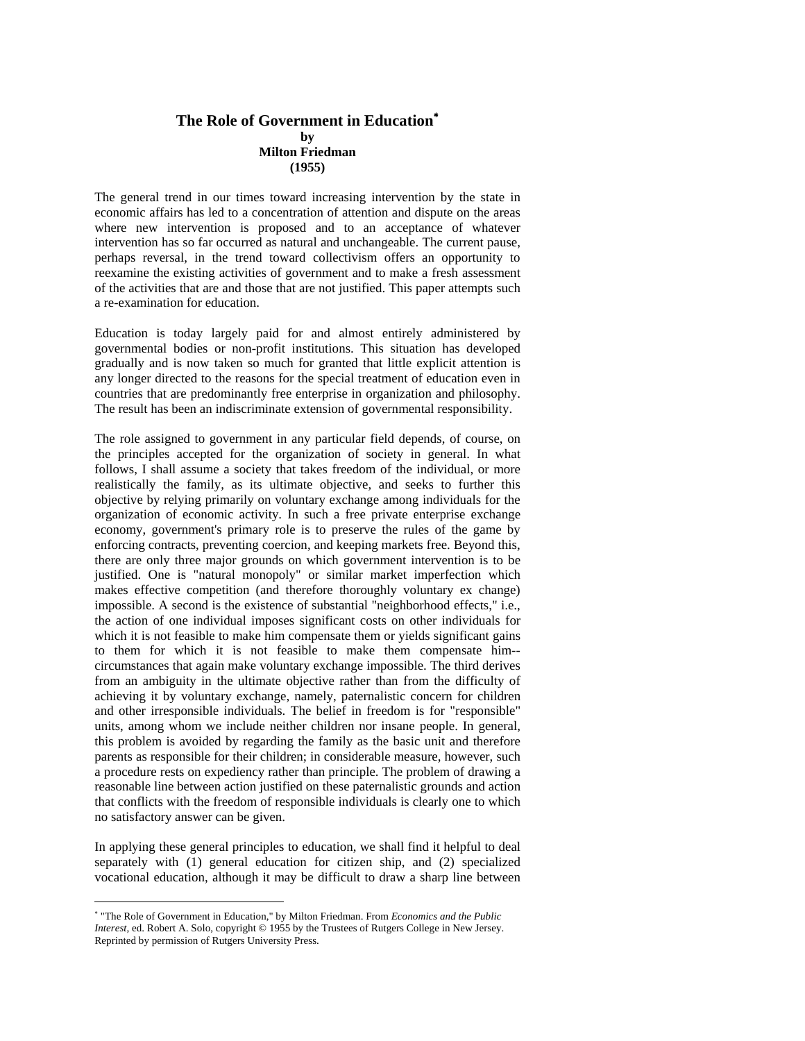# The Role of Government in Education[*]

**by**

**Milton Friedman**

**(1955)**

The general trend in our times toward increasing intervention by the state in economic affairs has led to a concentration of attention and dispute on the areas where new intervention is proposed and to an acceptance of whatever intervention has so far occurred as natural and unchangeable. The current pause, perhaps reversal, in the trend toward collectivism offers an opportunity to reexamine the existing activities of government and to make a fresh assessment of the activities that are and those that are not justified. This paper attempts such a re-examination for education.

Education is today largely paid for and almost entirely administered by governmental bodies or non-profit institutions. This situation has developed gradually and is now taken so much for granted that little explicit attention is any longer directed to the reasons for the special treatment of education even in countries that are predominantly free enterprise in organization and philosophy. The result has been an indiscriminate extension of governmental responsibility.

The role assigned to government in any particular field depends, of course, on the principles accepted for the organization of society in general. In what follows, I shall assume a society that takes freedom of the individual, or more realistically the family, as its ultimate objective, and seeks to further this objective by relying primarily on voluntary exchange among individuals for the organization of economic activity. In such a free private enterprise exchange economy, government's primary role is to preserve the rules of the game by enforcing contracts, preventing coercion, and keeping markets free. Beyond this, there are only three major grounds on which government intervention is to be justified. One is "natural monopoly" or similar market imperfection which makes effective competition (and therefore thoroughly voluntary ex change) impossible. A second is the existence of substantial "neighborhood effects," i.e., the action of one individual imposes significant costs on other individuals for which it is not feasible to make him compensate them or yields significant gains to them for which it is not feasible to make them compensate him--circumstances that again make voluntary exchange impossible. The third derives from an ambiguity in the ultimate objective rather than from the difficulty of achieving it by voluntary exchange, namely, paternalistic concern for children and other irresponsible individuals. The belief in freedom is for "responsible" units, among whom we include neither children nor insane people. In general, this problem is avoided by regarding the family as the basic unit and therefore parents as responsible for their children; in considerable measure, however, such a procedure rests on expediency rather than principle. The problem of drawing a reasonable line between action justified on these paternalistic grounds and action that conflicts with the freedom of responsible individuals is clearly one to which no satisfactory answer can be given.

In applying these general principles to education, we shall find it helpful to deal separately with (1) general education for citizen ship, and (2) specialized vocational education, although it may be difficult to draw a sharp line between

---

[*] "The Role of Government in Education," by Milton Friedman. From *Economics and the Public Interest*, ed. Robert A. Solo, copyright © 1955 by the Trustees of Rutgers College in New Jersey. Reprinted by permission of Rutgers University Press.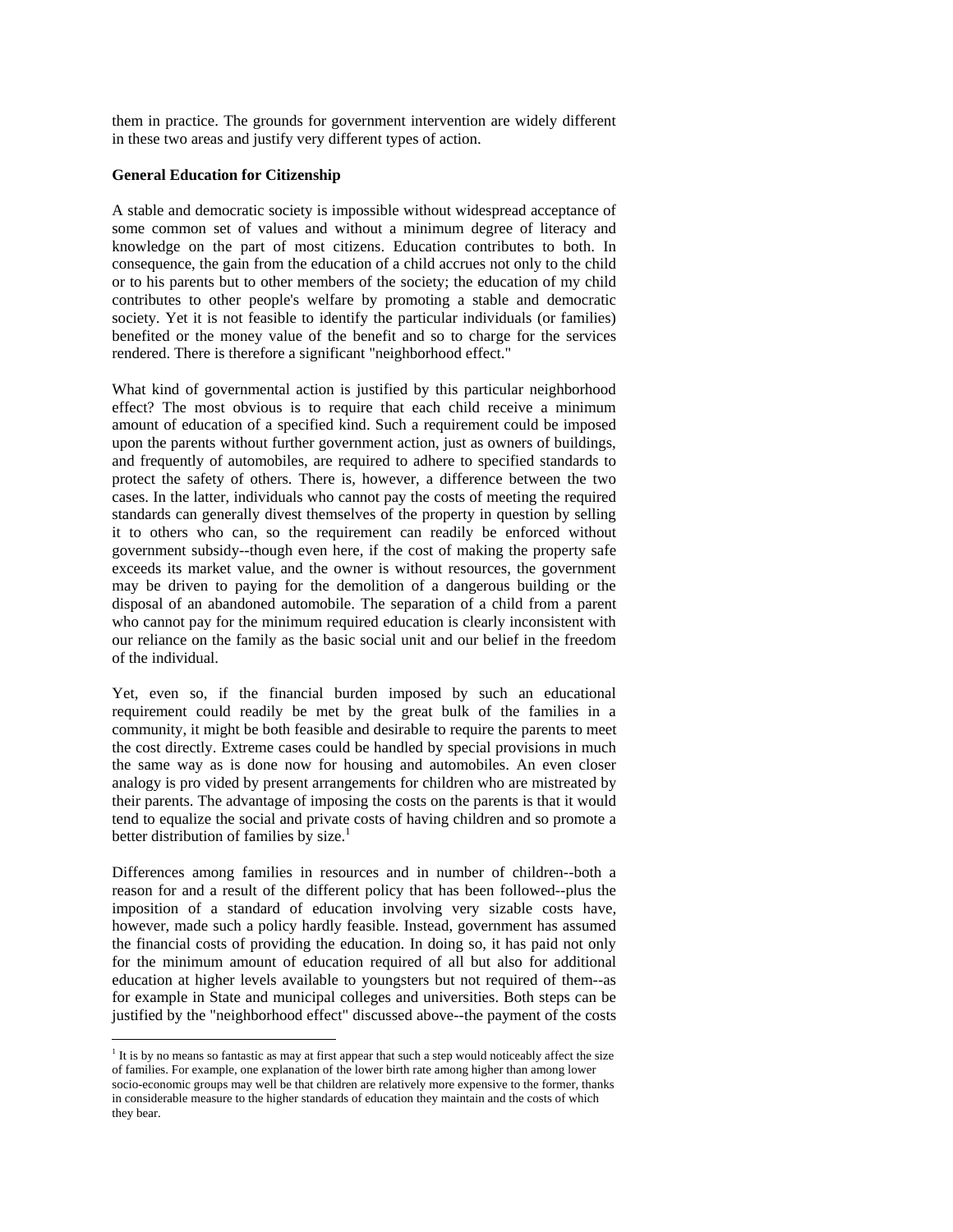them in practice. The grounds for government intervention are widely different in these two areas and justify very different types of action.

**General Education for Citizenship**

A stable and democratic society is impossible without widespread acceptance of some common set of values and without a minimum degree of literacy and knowledge on the part of most citizens. Education contributes to both. In consequence, the gain from the education of a child accrues not only to the child or to his parents but to other members of the society; the education of my child contributes to other people's welfare by promoting a stable and democratic society. Yet it is not feasible to identify the particular individuals (or families) benefited or the money value of the benefit and so to charge for the services rendered. There is therefore a significant "neighborhood effect."

What kind of governmental action is justified by this particular neighborhood effect? The most obvious is to require that each child receive a minimum amount of education of a specified kind. Such a requirement could be imposed upon the parents without further government action, just as owners of buildings, and frequently of automobiles, are required to adhere to specified standards to protect the safety of others. There is, however, a difference between the two cases. In the latter, individuals who cannot pay the costs of meeting the required standards can generally divest themselves of the property in question by selling it to others who can, so the requirement can readily be enforced without government subsidy--though even here, if the cost of making the property safe exceeds its market value, and the owner is without resources, the government may be driven to paying for the demolition of a dangerous building or the disposal of an abandoned automobile. The separation of a child from a parent who cannot pay for the minimum required education is clearly inconsistent with our reliance on the family as the basic social unit and our belief in the freedom of the individual.

Yet, even so, if the financial burden imposed by such an educational requirement could readily be met by the great bulk of the families in a community, it might be both feasible and desirable to require the parents to meet the cost directly. Extreme cases could be handled by special provisions in much the same way as is done now for housing and automobiles. An even closer analogy is pro vided by present arrangements for children who are mistreated by their parents. The advantage of imposing the costs on the parents is that it would tend to equalize the social and private costs of having children and so promote a better distribution of families by size.[1]

Differences among families in resources and in number of children--both a reason for and a result of the different policy that has been followed--plus the imposition of a standard of education involving very sizable costs have, however, made such a policy hardly feasible. Instead, government has assumed the financial costs of providing the education. In doing so, it has paid not only for the minimum amount of education required of all but also for additional education at higher levels available to youngsters but not required of them--as for example in State and municipal colleges and universities. Both steps can be justified by the "neighborhood effect" discussed above--the payment of the costs

[1] It is by no means so fantastic as may at first appear that such a step would noticeably affect the size of families. For example, one explanation of the lower birth rate among higher than among lower socio-economic groups may well be that children are relatively more expensive to the former, thanks in considerable measure to the higher standards of education they maintain and the costs of which they bear.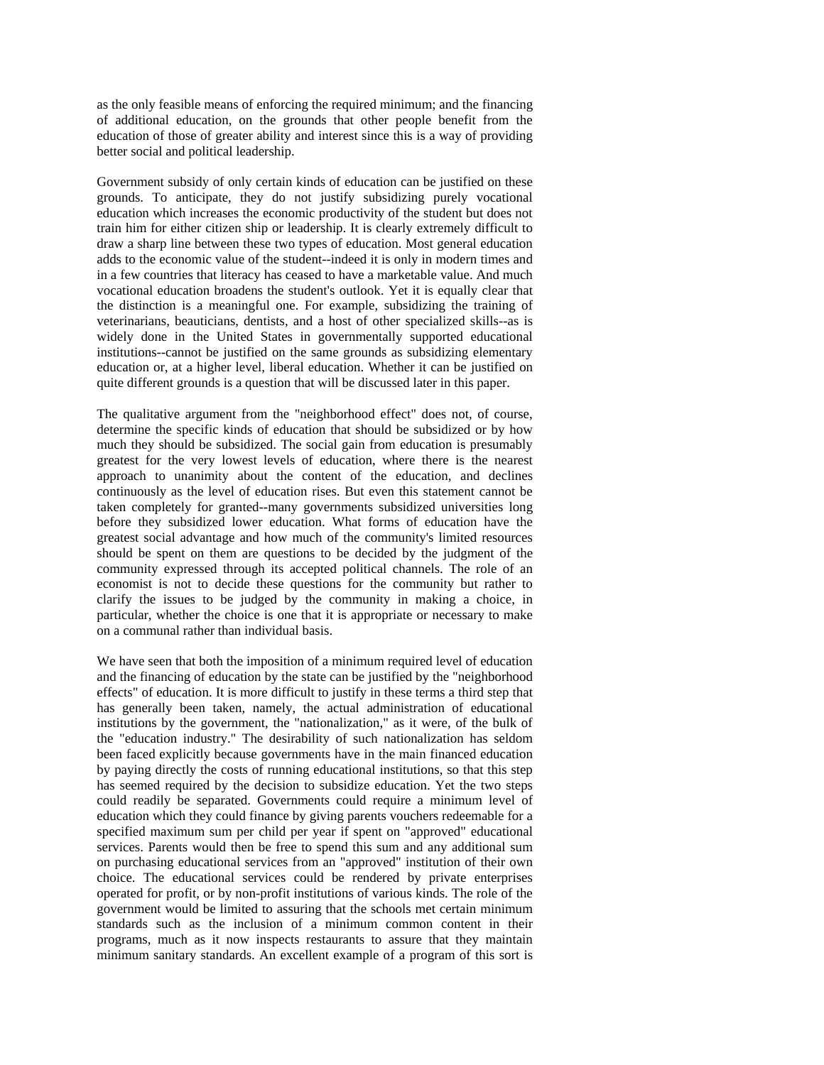as the only feasible means of enforcing the required minimum; and the financing of additional education, on the grounds that other people benefit from the education of those of greater ability and interest since this is a way of providing better social and political leadership.

Government subsidy of only certain kinds of education can be justified on these grounds. To anticipate, they do not justify subsidizing purely vocational education which increases the economic productivity of the student but does not train him for either citizen ship or leadership. It is clearly extremely difficult to draw a sharp line between these two types of education. Most general education adds to the economic value of the student--indeed it is only in modern times and in a few countries that literacy has ceased to have a marketable value. And much vocational education broadens the student's outlook. Yet it is equally clear that the distinction is a meaningful one. For example, subsidizing the training of veterinarians, beauticians, dentists, and a host of other specialized skills--as is widely done in the United States in governmentally supported educational institutions--cannot be justified on the same grounds as subsidizing elementary education or, at a higher level, liberal education. Whether it can be justified on quite different grounds is a question that will be discussed later in this paper.

The qualitative argument from the "neighborhood effect" does not, of course, determine the specific kinds of education that should be subsidized or by how much they should be subsidized. The social gain from education is presumably greatest for the very lowest levels of education, where there is the nearest approach to unanimity about the content of the education, and declines continuously as the level of education rises. But even this statement cannot be taken completely for granted--many governments subsidized universities long before they subsidized lower education. What forms of education have the greatest social advantage and how much of the community's limited resources should be spent on them are questions to be decided by the judgment of the community expressed through its accepted political channels. The role of an economist is not to decide these questions for the community but rather to clarify the issues to be judged by the community in making a choice, in particular, whether the choice is one that it is appropriate or necessary to make on a communal rather than individual basis.

We have seen that both the imposition of a minimum required level of education and the financing of education by the state can be justified by the "neighborhood effects" of education. It is more difficult to justify in these terms a third step that has generally been taken, namely, the actual administration of educational institutions by the government, the "nationalization," as it were, of the bulk of the "education industry." The desirability of such nationalization has seldom been faced explicitly because governments have in the main financed education by paying directly the costs of running educational institutions, so that this step has seemed required by the decision to subsidize education. Yet the two steps could readily be separated. Governments could require a minimum level of education which they could finance by giving parents vouchers redeemable for a specified maximum sum per child per year if spent on "approved" educational services. Parents would then be free to spend this sum and any additional sum on purchasing educational services from an "approved" institution of their own choice. The educational services could be rendered by private enterprises operated for profit, or by non-profit institutions of various kinds. The role of the government would be limited to assuring that the schools met certain minimum standards such as the inclusion of a minimum common content in their programs, much as it now inspects restaurants to assure that they maintain minimum sanitary standards. An excellent example of a program of this sort is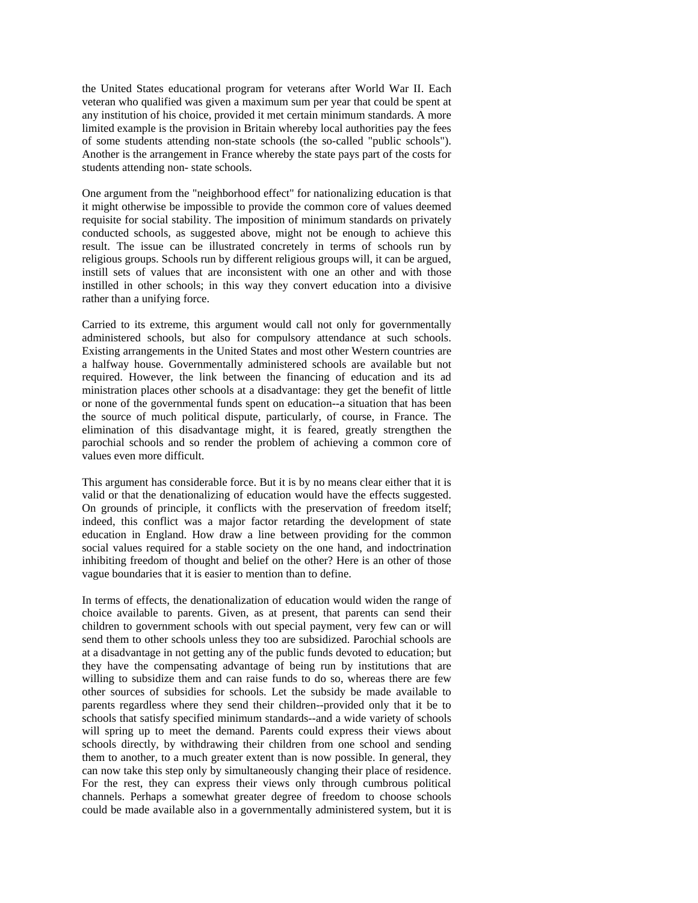the United States educational program for veterans after World War II. Each veteran who qualified was given a maximum sum per year that could be spent at any institution of his choice, provided it met certain minimum standards. A more limited example is the provision in Britain whereby local authorities pay the fees of some students attending non-state schools (the so-called "public schools"). Another is the arrangement in France whereby the state pays part of the costs for students attending non- state schools.

One argument from the "neighborhood effect" for nationalizing education is that it might otherwise be impossible to provide the common core of values deemed requisite for social stability. The imposition of minimum standards on privately conducted schools, as suggested above, might not be enough to achieve this result. The issue can be illustrated concretely in terms of schools run by religious groups. Schools run by different religious groups will, it can be argued, instill sets of values that are inconsistent with one an other and with those instilled in other schools; in this way they convert education into a divisive rather than a unifying force.

Carried to its extreme, this argument would call not only for governmentally administered schools, but also for compulsory attendance at such schools. Existing arrangements in the United States and most other Western countries are a halfway house. Governmentally administered schools are available but not required. However, the link between the financing of education and its ad ministration places other schools at a disadvantage: they get the benefit of little or none of the governmental funds spent on education--a situation that has been the source of much political dispute, particularly, of course, in France. The elimination of this disadvantage might, it is feared, greatly strengthen the parochial schools and so render the problem of achieving a common core of values even more difficult.

This argument has considerable force. But it is by no means clear either that it is valid or that the denationalizing of education would have the effects suggested. On grounds of principle, it conflicts with the preservation of freedom itself; indeed, this conflict was a major factor retarding the development of state education in England. How draw a line between providing for the common social values required for a stable society on the one hand, and indoctrination inhibiting freedom of thought and belief on the other? Here is an other of those vague boundaries that it is easier to mention than to define.

In terms of effects, the denationalization of education would widen the range of choice available to parents. Given, as at present, that parents can send their children to government schools with out special payment, very few can or will send them to other schools unless they too are subsidized. Parochial schools are at a disadvantage in not getting any of the public funds devoted to education; but they have the compensating advantage of being run by institutions that are willing to subsidize them and can raise funds to do so, whereas there are few other sources of subsidies for schools. Let the subsidy be made available to parents regardless where they send their children--provided only that it be to schools that satisfy specified minimum standards--and a wide variety of schools will spring up to meet the demand. Parents could express their views about schools directly, by withdrawing their children from one school and sending them to another, to a much greater extent than is now possible. In general, they can now take this step only by simultaneously changing their place of residence. For the rest, they can express their views only through cumbrous political channels. Perhaps a somewhat greater degree of freedom to choose schools could be made available also in a governmentally administered system, but it is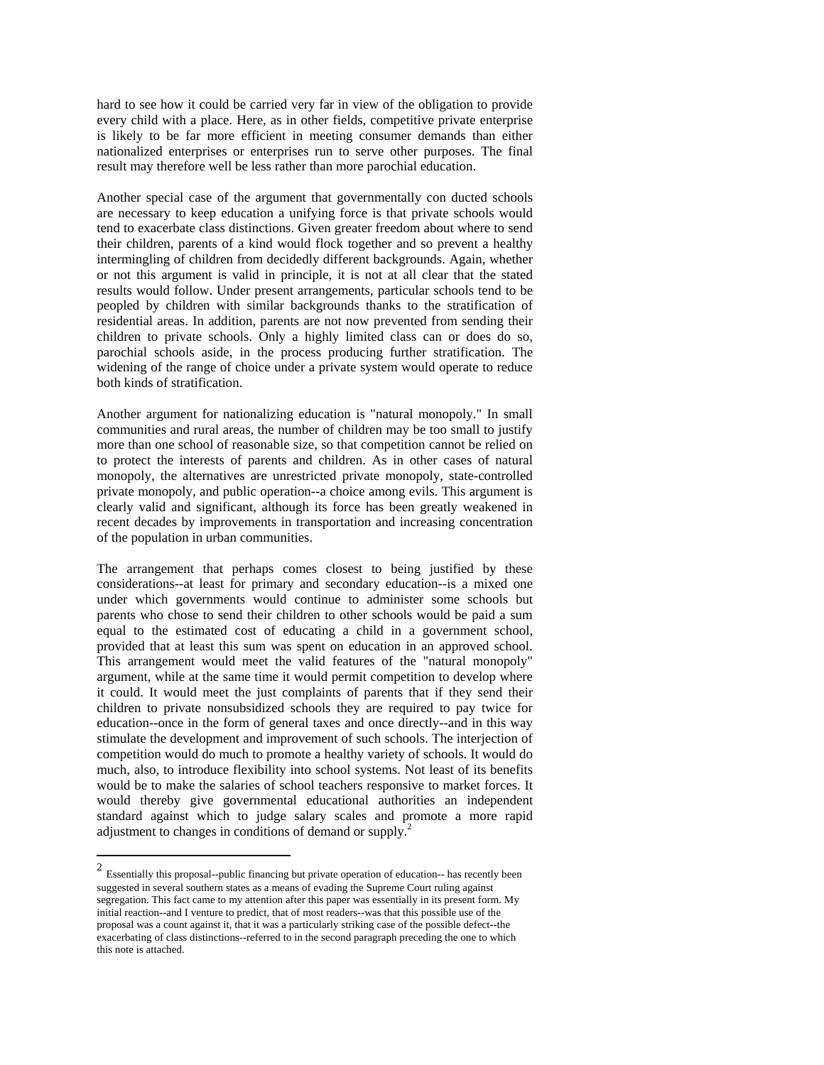hard to see how it could be carried very far in view of the obligation to provide every child with a place. Here, as in other fields, competitive private enterprise is likely to be far more efficient in meeting consumer demands than either nationalized enterprises or enterprises run to serve other purposes. The final result may therefore well be less rather than more parochial education.

Another special case of the argument that governmentally con ducted schools are necessary to keep education a unifying force is that private schools would tend to exacerbate class distinctions. Given greater freedom about where to send their children, parents of a kind would flock together and so prevent a healthy intermingling of children from decidedly different backgrounds. Again, whether or not this argument is valid in principle, it is not at all clear that the stated results would follow. Under present arrangements, particular schools tend to be peopled by children with similar backgrounds thanks to the stratification of residential areas. In addition, parents are not now prevented from sending their children to private schools. Only a highly limited class can or does do so, parochial schools aside, in the process producing further stratification. The widening of the range of choice under a private system would operate to reduce both kinds of stratification.

Another argument for nationalizing education is "natural monopoly." In small communities and rural areas, the number of children may be too small to justify more than one school of reasonable size, so that competition cannot be relied on to protect the interests of parents and children. As in other cases of natural monopoly, the alternatives are unrestricted private monopoly, state-controlled private monopoly, and public operation--a choice among evils. This argument is clearly valid and significant, although its force has been greatly weakened in recent decades by improvements in transportation and increasing concentration of the population in urban communities.

The arrangement that perhaps comes closest to being justified by these considerations--at least for primary and secondary education--is a mixed one under which governments would continue to administer some schools but parents who chose to send their children to other schools would be paid a sum equal to the estimated cost of educating a child in a government school, provided that at least this sum was spent on education in an approved school. This arrangement would meet the valid features of the "natural monopoly" argument, while at the same time it would permit competition to develop where it could. It would meet the just complaints of parents that if they send their children to private nonsubsidized schools they are required to pay twice for education--once in the form of general taxes and once directly--and in this way stimulate the development and improvement of such schools. The interjection of competition would do much to promote a healthy variety of schools. It would do much, also, to introduce flexibility into school systems. Not least of its benefits would be to make the salaries of school teachers responsive to market forces. It would thereby give governmental educational authorities an independent standard against which to judge salary scales and promote a more rapid adjustment to changes in conditions of demand or supply.[2]

---

[2] Essentially this proposal--public financing but private operation of education-- has recently been suggested in several southern states as a means of evading the Supreme Court ruling against segregation. This fact came to my attention after this paper was essentially in its present form. My initial reaction--and I venture to predict, that of most readers--was that this possible use of the proposal was a count against it, that it was a particularly striking case of the possible defect--the exacerbating of class distinctions--referred to in the second paragraph preceding the one to which this note is attached.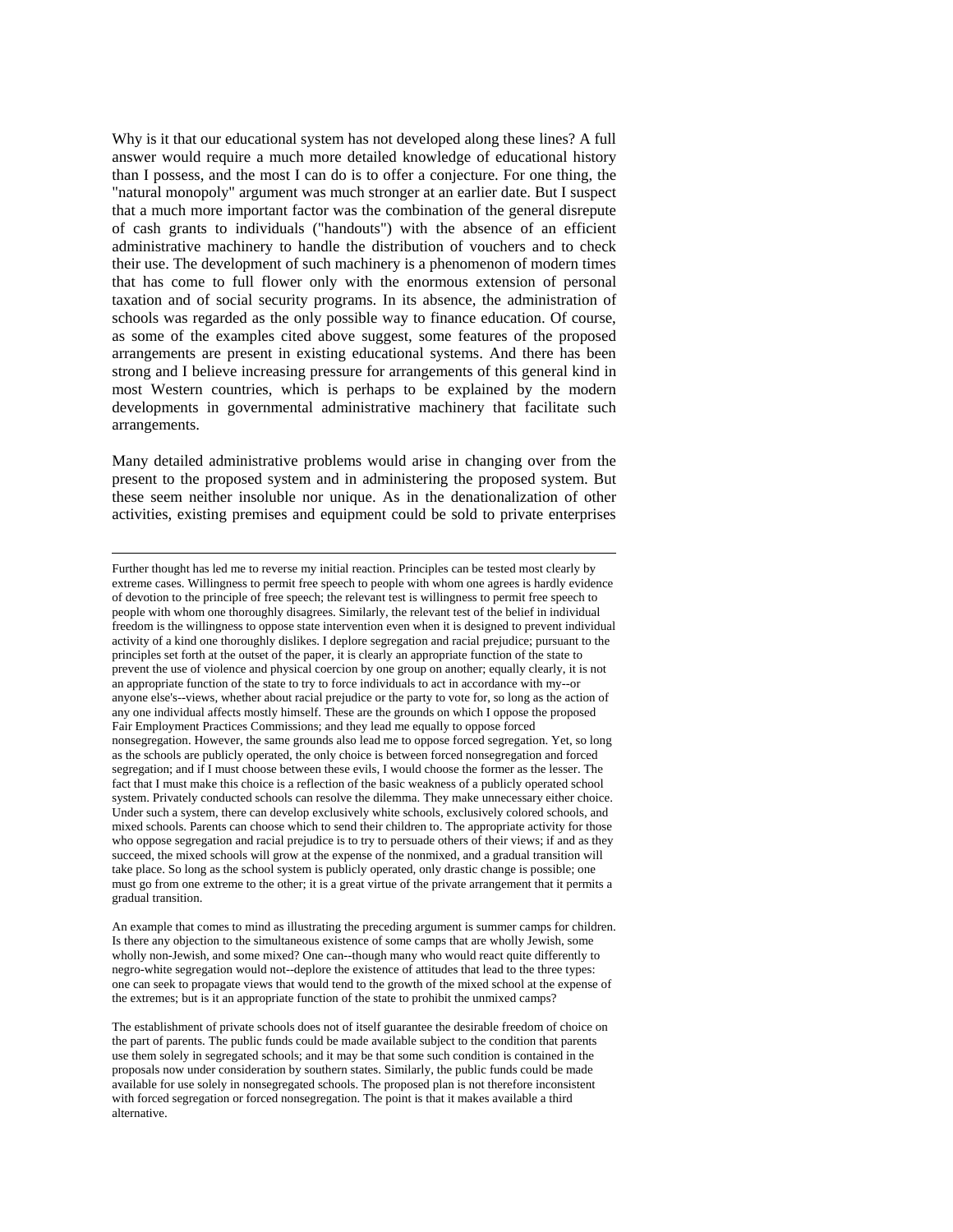Why is it that our educational system has not developed along these lines? A full answer would require a much more detailed knowledge of educational history than I possess, and the most I can do is to offer a conjecture. For one thing, the "natural monopoly" argument was much stronger at an earlier date. But I suspect that a much more important factor was the combination of the general disrepute of cash grants to individuals ("handouts") with the absence of an efficient administrative machinery to handle the distribution of vouchers and to check their use. The development of such machinery is a phenomenon of modern times that has come to full flower only with the enormous extension of personal taxation and of social security programs. In its absence, the administration of schools was regarded as the only possible way to finance education. Of course, as some of the examples cited above suggest, some features of the proposed arrangements are present in existing educational systems. And there has been strong and I believe increasing pressure for arrangements of this general kind in most Western countries, which is perhaps to be explained by the modern developments in governmental administrative machinery that facilitate such arrangements.

Many detailed administrative problems would arise in changing over from the present to the proposed system and in administering the proposed system. But these seem neither insoluble nor unique. As in the denationalization of other activities, existing premises and equipment could be sold to private enterprises

---

Further thought has led me to reverse my initial reaction. Principles can be tested most clearly by extreme cases. Willingness to permit free speech to people with whom one agrees is hardly evidence of devotion to the principle of free speech; the relevant test is willingness to permit free speech to people with whom one thoroughly disagrees. Similarly, the relevant test of the belief in individual freedom is the willingness to oppose state intervention even when it is designed to prevent individual activity of a kind one thoroughly dislikes. I deplore segregation and racial prejudice; pursuant to the principles set forth at the outset of the paper, it is clearly an appropriate function of the state to prevent the use of violence and physical coercion by one group on another; equally clearly, it is not an appropriate function of the state to try to force individuals to act in accordance with my--or anyone else's--views, whether about racial prejudice or the party to vote for, so long as the action of any one individual affects mostly himself. These are the grounds on which I oppose the proposed Fair Employment Practices Commissions; and they lead me equally to oppose forced nonsegregation. However, the same grounds also lead me to oppose forced segregation. Yet, so long as the schools are publicly operated, the only choice is between forced nonsegregation and forced segregation; and if I must choose between these evils, I would choose the former as the lesser. The fact that I must make this choice is a reflection of the basic weakness of a publicly operated school system. Privately conducted schools can resolve the dilemma. They make unnecessary either choice. Under such a system, there can develop exclusively white schools, exclusively colored schools, and mixed schools. Parents can choose which to send their children to. The appropriate activity for those who oppose segregation and racial prejudice is to try to persuade others of their views; if and as they succeed, the mixed schools will grow at the expense of the nonmixed, and a gradual transition will take place. So long as the school system is publicly operated, only drastic change is possible; one must go from one extreme to the other; it is a great virtue of the private arrangement that it permits a gradual transition.

An example that comes to mind as illustrating the preceding argument is summer camps for children. Is there any objection to the simultaneous existence of some camps that are wholly Jewish, some wholly non-Jewish, and some mixed? One can--though many who would react quite differently to negro-white segregation would not--deplore the existence of attitudes that lead to the three types: one can seek to propagate views that would tend to the growth of the mixed school at the expense of the extremes; but is it an appropriate function of the state to prohibit the unmixed camps?

The establishment of private schools does not of itself guarantee the desirable freedom of choice on the part of parents. The public funds could be made available subject to the condition that parents use them solely in segregated schools; and it may be that some such condition is contained in the proposals now under consideration by southern states. Similarly, the public funds could be made available for use solely in nonsegregated schools. The proposed plan is not therefore inconsistent with forced segregation or forced nonsegregation. The point is that it makes available a third alternative.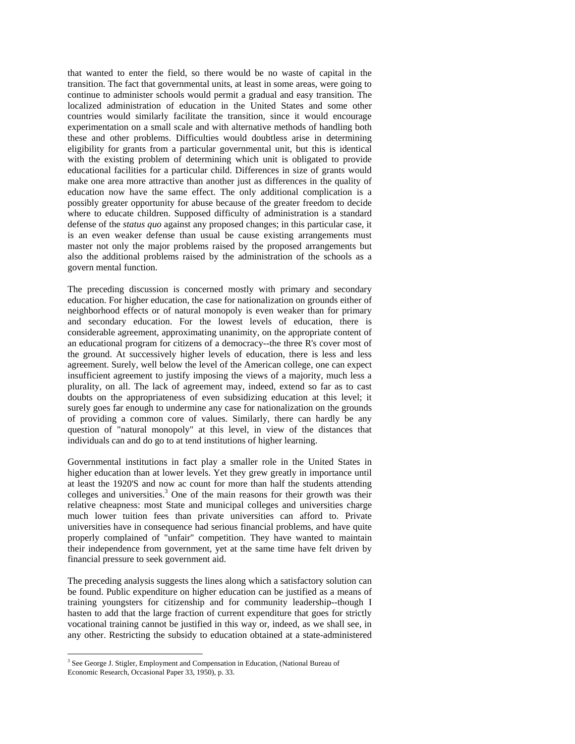that wanted to enter the field, so there would be no waste of capital in the transition. The fact that governmental units, at least in some areas, were going to continue to administer schools would permit a gradual and easy transition. The localized administration of education in the United States and some other countries would similarly facilitate the transition, since it would encourage experimentation on a small scale and with alternative methods of handling both these and other problems. Difficulties would doubtless arise in determining eligibility for grants from a particular governmental unit, but this is identical with the existing problem of determining which unit is obligated to provide educational facilities for a particular child. Differences in size of grants would make one area more attractive than another just as differences in the quality of education now have the same effect. The only additional complication is a possibly greater opportunity for abuse because of the greater freedom to decide where to educate children. Supposed difficulty of administration is a standard defense of the *status quo* against any proposed changes; in this particular case, it is an even weaker defense than usual be cause existing arrangements must master not only the major problems raised by the proposed arrangements but also the additional problems raised by the administration of the schools as a govern mental function.

The preceding discussion is concerned mostly with primary and secondary education. For higher education, the case for nationalization on grounds either of neighborhood effects or of natural monopoly is even weaker than for primary and secondary education. For the lowest levels of education, there is considerable agreement, approximating unanimity, on the appropriate content of an educational program for citizens of a democracy--the three R's cover most of the ground. At successively higher levels of education, there is less and less agreement. Surely, well below the level of the American college, one can expect insufficient agreement to justify imposing the views of a majority, much less a plurality, on all. The lack of agreement may, indeed, extend so far as to cast doubts on the appropriateness of even subsidizing education at this level; it surely goes far enough to undermine any case for nationalization on the grounds of providing a common core of values. Similarly, there can hardly be any question of "natural monopoly" at this level, in view of the distances that individuals can and do go to at tend institutions of higher learning.

Governmental institutions in fact play a smaller role in the United States in higher education than at lower levels. Yet they grew greatly in importance until at least the 1920'S and now ac count for more than half the students attending colleges and universities.[3] One of the main reasons for their growth was their relative cheapness: most State and municipal colleges and universities charge much lower tuition fees than private universities can afford to. Private universities have in consequence had serious financial problems, and have quite properly complained of "unfair" competition. They have wanted to maintain their independence from government, yet at the same time have felt driven by financial pressure to seek government aid.

The preceding analysis suggests the lines along which a satisfactory solution can be found. Public expenditure on higher education can be justified as a means of training youngsters for citizenship and for community leadership--though I hasten to add that the large fraction of current expenditure that goes for strictly vocational training cannot be justified in this way or, indeed, as we shall see, in any other. Restricting the subsidy to education obtained at a state-administered

---

[3] See George J. Stigler, Employment and Compensation in Education, (National Bureau of Economic Research, Occasional Paper 33, 1950), p. 33.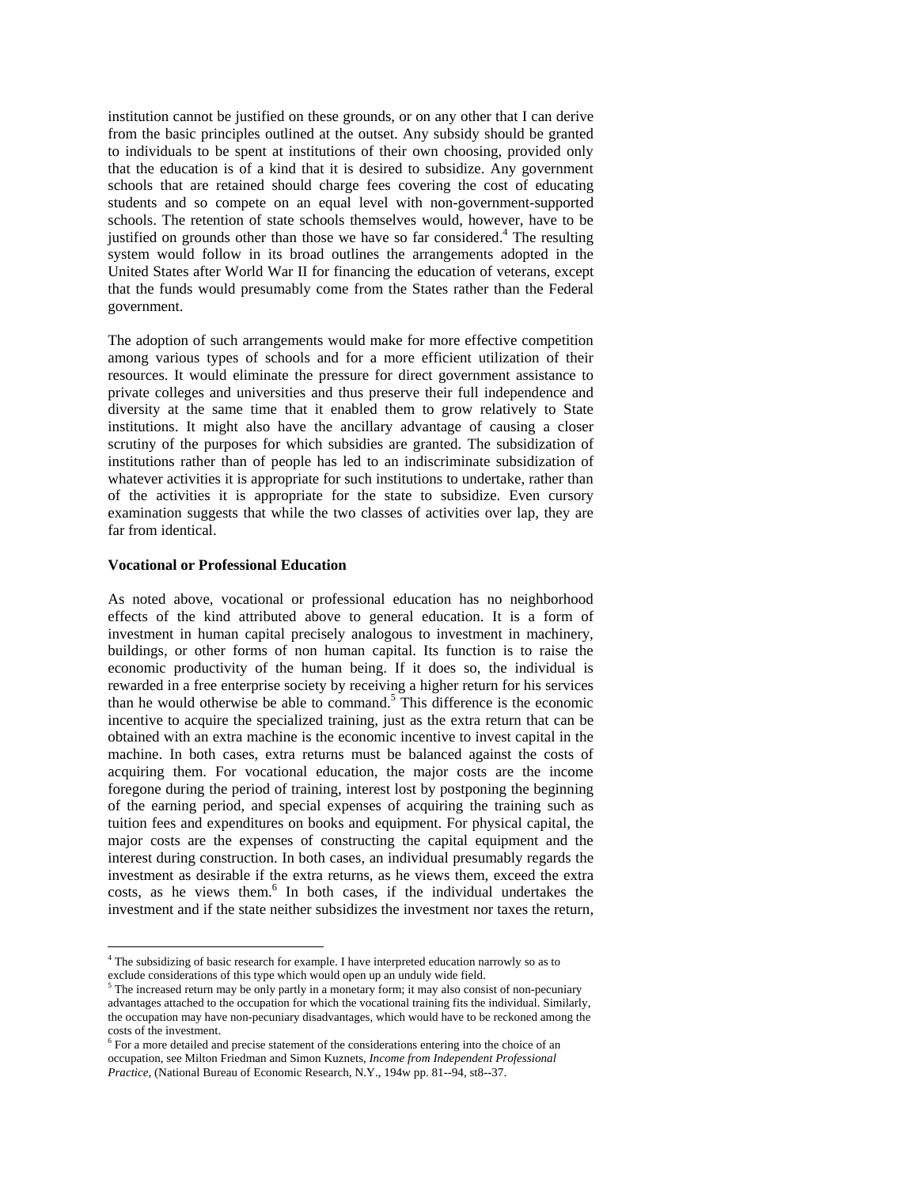institution cannot be justified on these grounds, or on any other that I can derive from the basic principles outlined at the outset. Any subsidy should be granted to individuals to be spent at institutions of their own choosing, provided only that the education is of a kind that it is desired to subsidize. Any government schools that are retained should charge fees covering the cost of educating students and so compete on an equal level with non-government-supported schools. The retention of state schools themselves would, however, have to be justified on grounds other than those we have so far considered.[4] The resulting system would follow in its broad outlines the arrangements adopted in the United States after World War II for financing the education of veterans, except that the funds would presumably come from the States rather than the Federal government.

The adoption of such arrangements would make for more effective competition among various types of schools and for a more efficient utilization of their resources. It would eliminate the pressure for direct government assistance to private colleges and universities and thus preserve their full independence and diversity at the same time that it enabled them to grow relatively to State institutions. It might also have the ancillary advantage of causing a closer scrutiny of the purposes for which subsidies are granted. The subsidization of institutions rather than of people has led to an indiscriminate subsidization of whatever activities it is appropriate for such institutions to undertake, rather than of the activities it is appropriate for the state to subsidize. Even cursory examination suggests that while the two classes of activities over lap, they are far from identical.

**Vocational or Professional Education**

As noted above, vocational or professional education has no neighborhood effects of the kind attributed above to general education. It is a form of investment in human capital precisely analogous to investment in machinery, buildings, or other forms of non human capital. Its function is to raise the economic productivity of the human being. If it does so, the individual is rewarded in a free enterprise society by receiving a higher return for his services than he would otherwise be able to command.[5] This difference is the economic incentive to acquire the specialized training, just as the extra return that can be obtained with an extra machine is the economic incentive to invest capital in the machine. In both cases, extra returns must be balanced against the costs of acquiring them. For vocational education, the major costs are the income foregone during the period of training, interest lost by postponing the beginning of the earning period, and special expenses of acquiring the training such as tuition fees and expenditures on books and equipment. For physical capital, the major costs are the expenses of constructing the capital equipment and the interest during construction. In both cases, an individual presumably regards the investment as desirable if the extra returns, as he views them, exceed the extra costs, as he views them.[6] In both cases, if the individual undertakes the investment and if the state neither subsidizes the investment nor taxes the return,

---

[4] The subsidizing of basic research for example. I have interpreted education narrowly so as to exclude considerations of this type which would open up an unduly wide field.

[5] The increased return may be only partly in a monetary form; it may also consist of non-pecuniary advantages attached to the occupation for which the vocational training fits the individual. Similarly, the occupation may have non-pecuniary disadvantages, which would have to be reckoned among the costs of the investment.

[6] For a more detailed and precise statement of the considerations entering into the choice of an occupation, see Milton Friedman and Simon Kuznets, *Income from Independent Professional Practice*, (National Bureau of Economic Research, N.Y., 194w pp. 81--94, st8--37.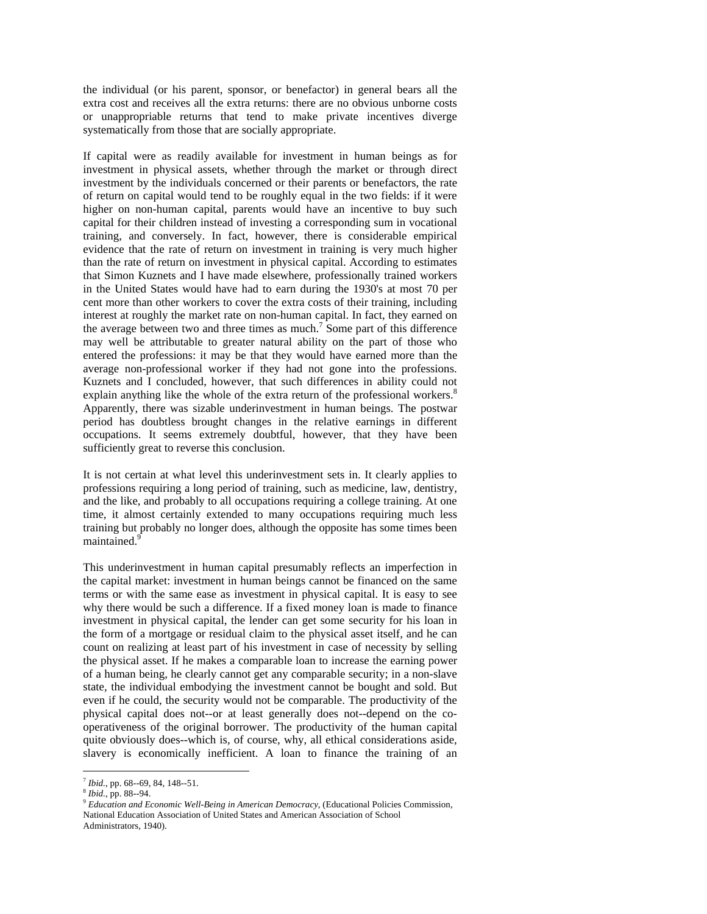the individual (or his parent, sponsor, or benefactor) in general bears all the extra cost and receives all the extra returns: there are no obvious unborne costs or unappropriable returns that tend to make private incentives diverge systematically from those that are socially appropriate.

If capital were as readily available for investment in human beings as for investment in physical assets, whether through the market or through direct investment by the individuals concerned or their parents or benefactors, the rate of return on capital would tend to be roughly equal in the two fields: if it were higher on non-human capital, parents would have an incentive to buy such capital for their children instead of investing a corresponding sum in vocational training, and conversely. In fact, however, there is considerable empirical evidence that the rate of return on investment in training is very much higher than the rate of return on investment in physical capital. According to estimates that Simon Kuznets and I have made elsewhere, professionally trained workers in the United States would have had to earn during the 1930's at most 70 per cent more than other workers to cover the extra costs of their training, including interest at roughly the market rate on non-human capital. In fact, they earned on the average between two and three times as much.[7] Some part of this difference may well be attributable to greater natural ability on the part of those who entered the professions: it may be that they would have earned more than the average non-professional worker if they had not gone into the professions. Kuznets and I concluded, however, that such differences in ability could not explain anything like the whole of the extra return of the professional workers.[8] Apparently, there was sizable underinvestment in human beings. The postwar period has doubtless brought changes in the relative earnings in different occupations. It seems extremely doubtful, however, that they have been sufficiently great to reverse this conclusion.

It is not certain at what level this underinvestment sets in. It clearly applies to professions requiring a long period of training, such as medicine, law, dentistry, and the like, and probably to all occupations requiring a college training. At one time, it almost certainly extended to many occupations requiring much less training but probably no longer does, although the opposite has some times been maintained.[9]

This underinvestment in human capital presumably reflects an imperfection in the capital market: investment in human beings cannot be financed on the same terms or with the same ease as investment in physical capital. It is easy to see why there would be such a difference. If a fixed money loan is made to finance investment in physical capital, the lender can get some security for his loan in the form of a mortgage or residual claim to the physical asset itself, and he can count on realizing at least part of his investment in case of necessity by selling the physical asset. If he makes a comparable loan to increase the earning power of a human being, he clearly cannot get any comparable security; in a non-slave state, the individual embodying the investment cannot be bought and sold. But even if he could, the security would not be comparable. The productivity of the physical capital does not--or at least generally does not--depend on the co-operativeness of the original borrower. The productivity of the human capital quite obviously does--which is, of course, why, all ethical considerations aside, slavery is economically inefficient. A loan to finance the training of an

---

[7] *Ibid.*, pp. 68--69, 84, 148--51.

[8] *Ibid.*, pp. 88--94.

[9] *Education and Economic Well-Being in American Democracy*, (Educational Policies Commission, National Education Association of United States and American Association of School Administrators, 1940).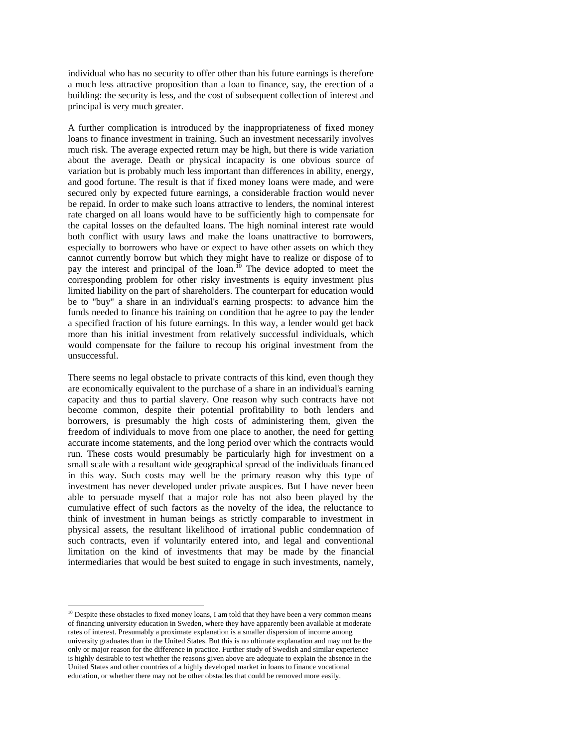individual who has no security to offer other than his future earnings is therefore a much less attractive proposition than a loan to finance, say, the erection of a building: the security is less, and the cost of subsequent collection of interest and principal is very much greater.

A further complication is introduced by the inappropriateness of fixed money loans to finance investment in training. Such an investment necessarily involves much risk. The average expected return may be high, but there is wide variation about the average. Death or physical incapacity is one obvious source of variation but is probably much less important than differences in ability, energy, and good fortune. The result is that if fixed money loans were made, and were secured only by expected future earnings, a considerable fraction would never be repaid. In order to make such loans attractive to lenders, the nominal interest rate charged on all loans would have to be sufficiently high to compensate for the capital losses on the defaulted loans. The high nominal interest rate would both conflict with usury laws and make the loans unattractive to borrowers, especially to borrowers who have or expect to have other assets on which they cannot currently borrow but which they might have to realize or dispose of to pay the interest and principal of the loan.[10] The device adopted to meet the corresponding problem for other risky investments is equity investment plus limited liability on the part of shareholders. The counterpart for education would be to "buy" a share in an individual's earning prospects: to advance him the funds needed to finance his training on condition that he agree to pay the lender a specified fraction of his future earnings. In this way, a lender would get back more than his initial investment from relatively successful individuals, which would compensate for the failure to recoup his original investment from the unsuccessful.

There seems no legal obstacle to private contracts of this kind, even though they are economically equivalent to the purchase of a share in an individual's earning capacity and thus to partial slavery. One reason why such contracts have not become common, despite their potential profitability to both lenders and borrowers, is presumably the high costs of administering them, given the freedom of individuals to move from one place to another, the need for getting accurate income statements, and the long period over which the contracts would run. These costs would presumably be particularly high for investment on a small scale with a resultant wide geographical spread of the individuals financed in this way. Such costs may well be the primary reason why this type of investment has never developed under private auspices. But I have never been able to persuade myself that a major role has not also been played by the cumulative effect of such factors as the novelty of the idea, the reluctance to think of investment in human beings as strictly comparable to investment in physical assets, the resultant likelihood of irrational public condemnation of such contracts, even if voluntarily entered into, and legal and conventional limitation on the kind of investments that may be made by the financial intermediaries that would be best suited to engage in such investments, namely,

---

[10] Despite these obstacles to fixed money loans, I am told that they have been a very common means of financing university education in Sweden, where they have apparently been available at moderate rates of interest. Presumably a proximate explanation is a smaller dispersion of income among university graduates than in the United States. But this is no ultimate explanation and may not be the only or major reason for the difference in practice. Further study of Swedish and similar experience is highly desirable to test whether the reasons given above are adequate to explain the absence in the United States and other countries of a highly developed market in loans to finance vocational education, or whether there may not be other obstacles that could be removed more easily.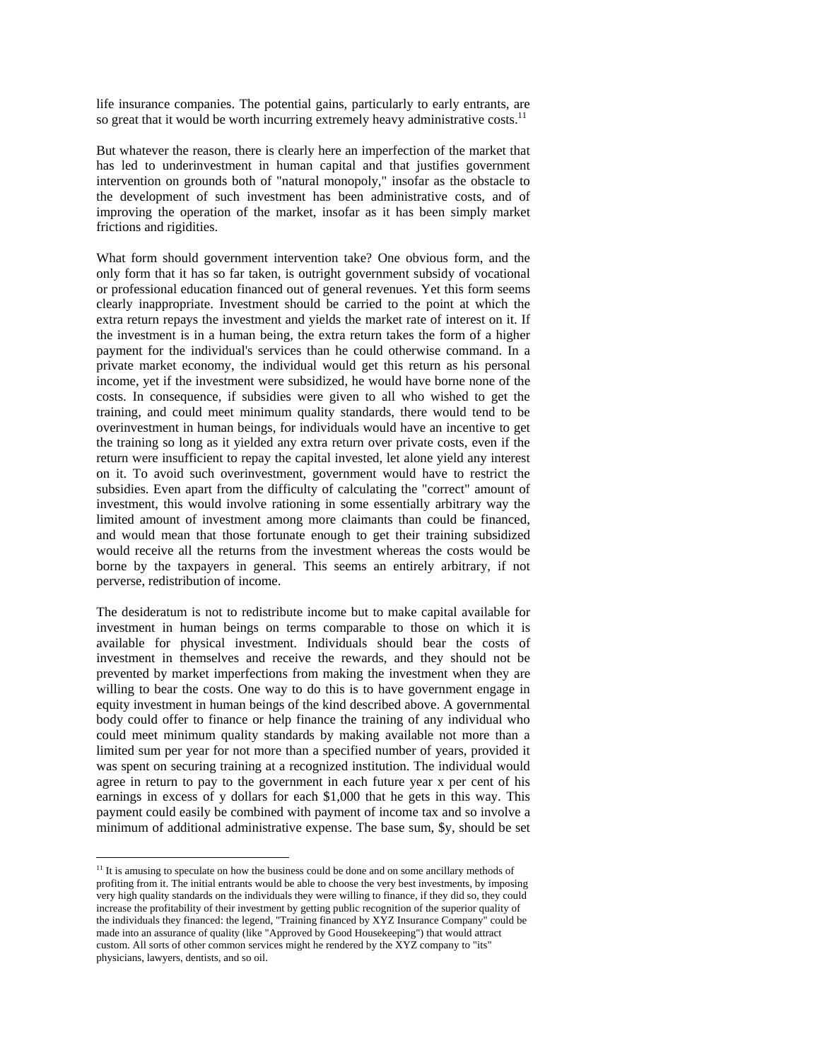life insurance companies. The potential gains, particularly to early entrants, are so great that it would be worth incurring extremely heavy administrative costs.[11]

But whatever the reason, there is clearly here an imperfection of the market that has led to underinvestment in human capital and that justifies government intervention on grounds both of "natural monopoly," insofar as the obstacle to the development of such investment has been administrative costs, and of improving the operation of the market, insofar as it has been simply market frictions and rigidities.

What form should government intervention take? One obvious form, and the only form that it has so far taken, is outright government subsidy of vocational or professional education financed out of general revenues. Yet this form seems clearly inappropriate. Investment should be carried to the point at which the extra return repays the investment and yields the market rate of interest on it. If the investment is in a human being, the extra return takes the form of a higher payment for the individual's services than he could otherwise command. In a private market economy, the individual would get this return as his personal income, yet if the investment were subsidized, he would have borne none of the costs. In consequence, if subsidies were given to all who wished to get the training, and could meet minimum quality standards, there would tend to be overinvestment in human beings, for individuals would have an incentive to get the training so long as it yielded any extra return over private costs, even if the return were insufficient to repay the capital invested, let alone yield any interest on it. To avoid such overinvestment, government would have to restrict the subsidies. Even apart from the difficulty of calculating the "correct" amount of investment, this would involve rationing in some essentially arbitrary way the limited amount of investment among more claimants than could be financed, and would mean that those fortunate enough to get their training subsidized would receive all the returns from the investment whereas the costs would be borne by the taxpayers in general. This seems an entirely arbitrary, if not perverse, redistribution of income.

The desideratum is not to redistribute income but to make capital available for investment in human beings on terms comparable to those on which it is available for physical investment. Individuals should bear the costs of investment in themselves and receive the rewards, and they should not be prevented by market imperfections from making the investment when they are willing to bear the costs. One way to do this is to have government engage in equity investment in human beings of the kind described above. A governmental body could offer to finance or help finance the training of any individual who could meet minimum quality standards by making available not more than a limited sum per year for not more than a specified number of years, provided it was spent on securing training at a recognized institution. The individual would agree in return to pay to the government in each future year x per cent of his earnings in excess of y dollars for each $1,000 that he gets in this way. This payment could easily be combined with payment of income tax and so involve a minimum of additional administrative expense. The base sum, $y, should be set

[11] It is amusing to speculate on how the business could be done and on some ancillary methods of profiting from it. The initial entrants would be able to choose the very best investments, by imposing very high quality standards on the individuals they were willing to finance, if they did so, they could increase the profitability of their investment by getting public recognition of the superior quality of the individuals they financed: the legend, "Training financed by XYZ Insurance Company" could be made into an assurance of quality (like "Approved by Good Housekeeping") that would attract custom. All sorts of other common services might he rendered by the XYZ company to "its" physicians, lawyers, dentists, and so oil.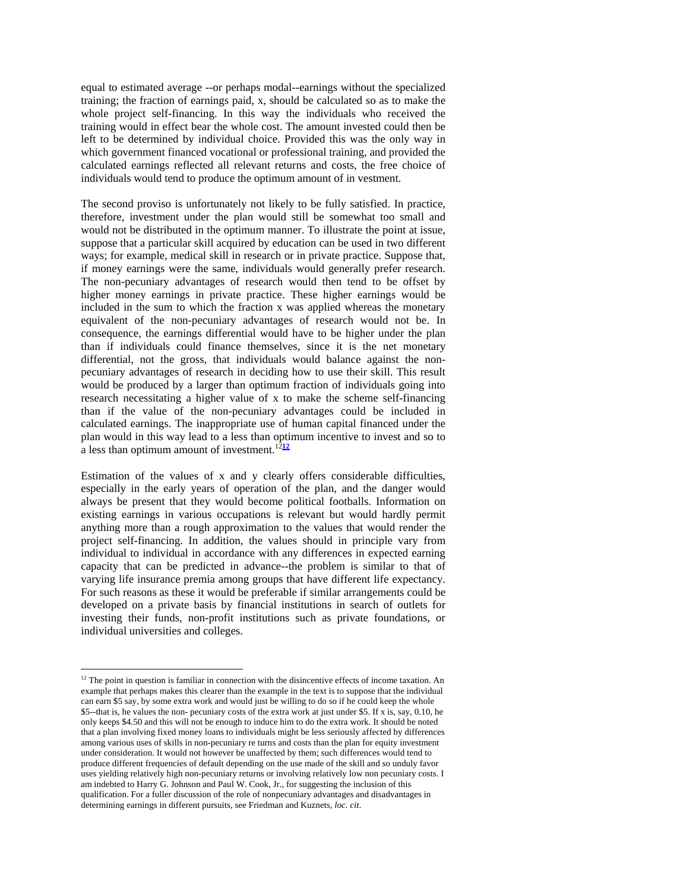equal to estimated average --or perhaps modal--earnings without the specialized training; the fraction of earnings paid, x, should be calculated so as to make the whole project self-financing. In this way the individuals who received the training would in effect bear the whole cost. The amount invested could then be left to be determined by individual choice. Provided this was the only way in which government financed vocational or professional training, and provided the calculated earnings reflected all relevant returns and costs, the free choice of individuals would tend to produce the optimum amount of in vestment.

The second proviso is unfortunately not likely to be fully satisfied. In practice, therefore, investment under the plan would still be somewhat too small and would not be distributed in the optimum manner. To illustrate the point at issue, suppose that a particular skill acquired by education can be used in two different ways; for example, medical skill in research or in private practice. Suppose that, if money earnings were the same, individuals would generally prefer research. The non-pecuniary advantages of research would then tend to be offset by higher money earnings in private practice. These higher earnings would be included in the sum to which the fraction x was applied whereas the monetary equivalent of the non-pecuniary advantages of research would not be. In consequence, the earnings differential would have to be higher under the plan than if individuals could finance themselves, since it is the net monetary differential, not the gross, that individuals would balance against the non-pecuniary advantages of research in deciding how to use their skill. This result would be produced by a larger than optimum fraction of individuals going into research necessitating a higher value of x to make the scheme self-financing than if the value of the non-pecuniary advantages could be included in calculated earnings. The inappropriate use of human capital financed under the plan would in this way lead to a less than optimum incentive to invest and so to a less than optimum amount of investment.[12]

Estimation of the values of x and y clearly offers considerable difficulties, especially in the early years of operation of the plan, and the danger would always be present that they would become political footballs. Information on existing earnings in various occupations is relevant but would hardly permit anything more than a rough approximation to the values that would render the project self-financing. In addition, the values should in principle vary from individual to individual in accordance with any differences in expected earning capacity that can be predicted in advance--the problem is similar to that of varying life insurance premia among groups that have different life expectancy. For such reasons as these it would be preferable if similar arrangements could be developed on a private basis by financial institutions in search of outlets for investing their funds, non-profit institutions such as private foundations, or individual universities and colleges.

---

[12] The point in question is familiar in connection with the disincentive effects of income taxation. An example that perhaps makes this clearer than the example in the text is to suppose that the individual can earn $5 say, by some extra work and would just be willing to do so if he could keep the whole $5--that is, he values the non- pecuniary costs of the extra work at just under $5. If x is, say, 0.10, he only keeps $4.50 and this will not be enough to induce him to do the extra work. It should be noted that a plan involving fixed money loans to individuals might be less seriously affected by differences among various uses of skills in non-pecuniary re turns and costs than the plan for equity investment under consideration. It would not however be unaffected by them; such differences would tend to produce different frequencies of default depending on the use made of the skill and so unduly favor uses yielding relatively high non-pecuniary returns or involving relatively low non pecuniary costs. I am indebted to Harry G. Johnson and Paul W. Cook, Jr., for suggesting the inclusion of this qualification. For a fuller discussion of the role of nonpecuniary advantages and disadvantages in determining earnings in different pursuits, see Friedman and Kuznets, *loc. cit*.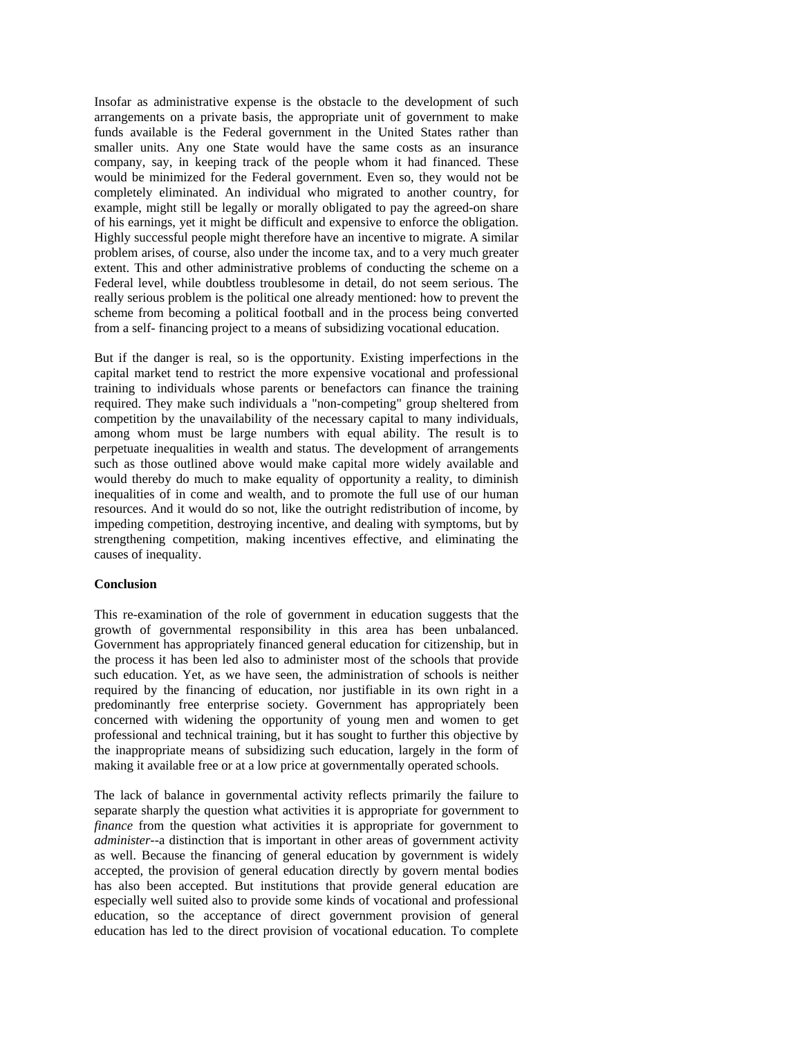Insofar as administrative expense is the obstacle to the development of such arrangements on a private basis, the appropriate unit of government to make funds available is the Federal government in the United States rather than smaller units. Any one State would have the same costs as an insurance company, say, in keeping track of the people whom it had financed. These would be minimized for the Federal government. Even so, they would not be completely eliminated. An individual who migrated to another country, for example, might still be legally or morally obligated to pay the agreed-on share of his earnings, yet it might be difficult and expensive to enforce the obligation. Highly successful people might therefore have an incentive to migrate. A similar problem arises, of course, also under the income tax, and to a very much greater extent. This and other administrative problems of conducting the scheme on a Federal level, while doubtless troublesome in detail, do not seem serious. The really serious problem is the political one already mentioned: how to prevent the scheme from becoming a political football and in the process being converted from a self- financing project to a means of subsidizing vocational education.

But if the danger is real, so is the opportunity. Existing imperfections in the capital market tend to restrict the more expensive vocational and professional training to individuals whose parents or benefactors can finance the training required. They make such individuals a "non-competing" group sheltered from competition by the unavailability of the necessary capital to many individuals, among whom must be large numbers with equal ability. The result is to perpetuate inequalities in wealth and status. The development of arrangements such as those outlined above would make capital more widely available and would thereby do much to make equality of opportunity a reality, to diminish inequalities of in come and wealth, and to promote the full use of our human resources. And it would do so not, like the outright redistribution of income, by impeding competition, destroying incentive, and dealing with symptoms, but by strengthening competition, making incentives effective, and eliminating the causes of inequality.

**Conclusion**

This re-examination of the role of government in education suggests that the growth of governmental responsibility in this area has been unbalanced. Government has appropriately financed general education for citizenship, but in the process it has been led also to administer most of the schools that provide such education. Yet, as we have seen, the administration of schools is neither required by the financing of education, nor justifiable in its own right in a predominantly free enterprise society. Government has appropriately been concerned with widening the opportunity of young men and women to get professional and technical training, but it has sought to further this objective by the inappropriate means of subsidizing such education, largely in the form of making it available free or at a low price at governmentally operated schools.

The lack of balance in governmental activity reflects primarily the failure to separate sharply the question what activities it is appropriate for government to *finance* from the question what activities it is appropriate for government to *administer*--a distinction that is important in other areas of government activity as well. Because the financing of general education by government is widely accepted, the provision of general education directly by govern mental bodies has also been accepted. But institutions that provide general education are especially well suited also to provide some kinds of vocational and professional education, so the acceptance of direct government provision of general education has led to the direct provision of vocational education. To complete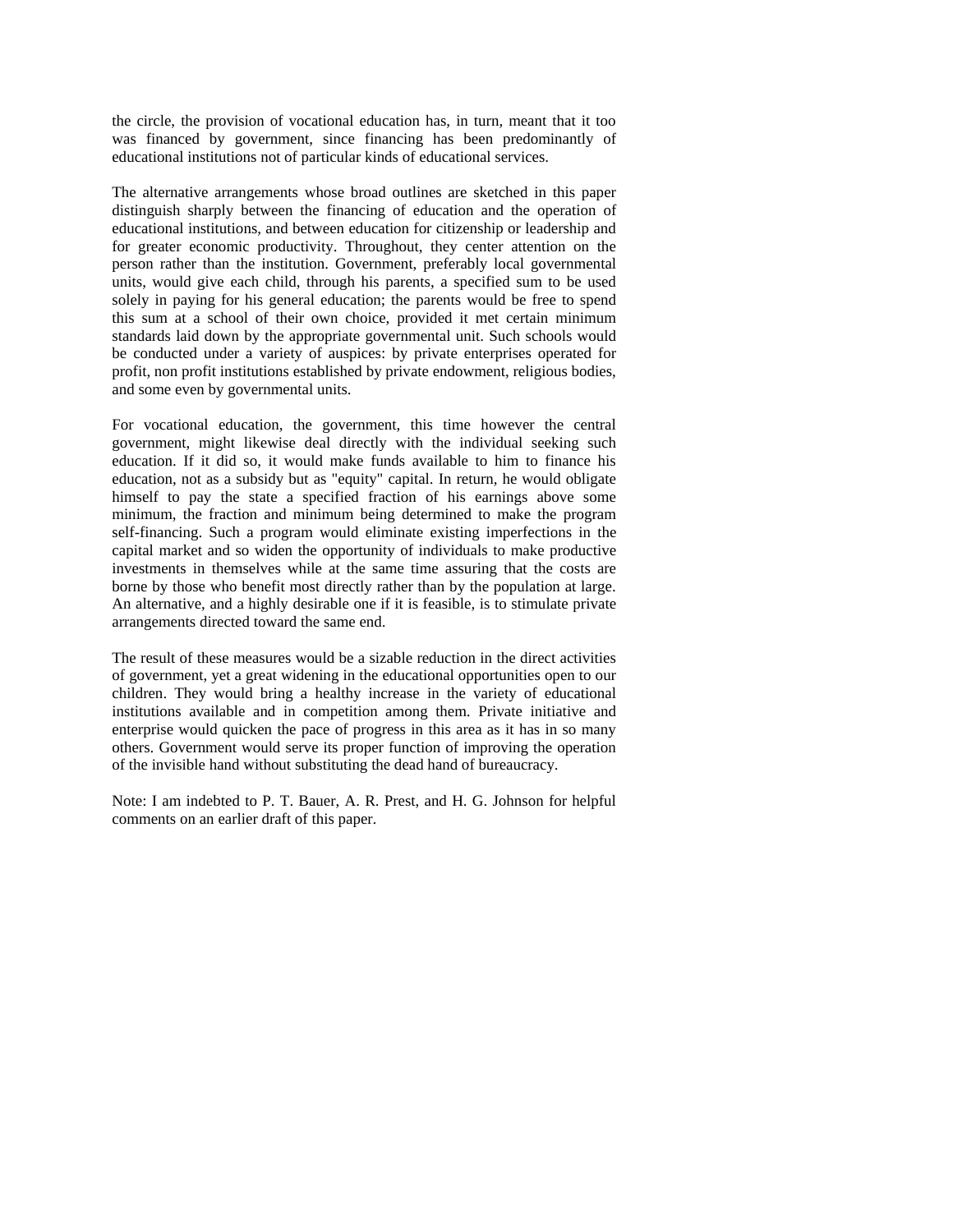the circle, the provision of vocational education has, in turn, meant that it too was financed by government, since financing has been predominantly of educational institutions not of particular kinds of educational services.

The alternative arrangements whose broad outlines are sketched in this paper distinguish sharply between the financing of education and the operation of educational institutions, and between education for citizenship or leadership and for greater economic productivity. Throughout, they center attention on the person rather than the institution. Government, preferably local governmental units, would give each child, through his parents, a specified sum to be used solely in paying for his general education; the parents would be free to spend this sum at a school of their own choice, provided it met certain minimum standards laid down by the appropriate governmental unit. Such schools would be conducted under a variety of auspices: by private enterprises operated for profit, non profit institutions established by private endowment, religious bodies, and some even by governmental units.

For vocational education, the government, this time however the central government, might likewise deal directly with the individual seeking such education. If it did so, it would make funds available to him to finance his education, not as a subsidy but as "equity" capital. In return, he would obligate himself to pay the state a specified fraction of his earnings above some minimum, the fraction and minimum being determined to make the program self-financing. Such a program would eliminate existing imperfections in the capital market and so widen the opportunity of individuals to make productive investments in themselves while at the same time assuring that the costs are borne by those who benefit most directly rather than by the population at large. An alternative, and a highly desirable one if it is feasible, is to stimulate private arrangements directed toward the same end.

The result of these measures would be a sizable reduction in the direct activities of government, yet a great widening in the educational opportunities open to our children. They would bring a healthy increase in the variety of educational institutions available and in competition among them. Private initiative and enterprise would quicken the pace of progress in this area as it has in so many others. Government would serve its proper function of improving the operation of the invisible hand without substituting the dead hand of bureaucracy.

Note: I am indebted to P. T. Bauer, A. R. Prest, and H. G. Johnson for helpful comments on an earlier draft of this paper.